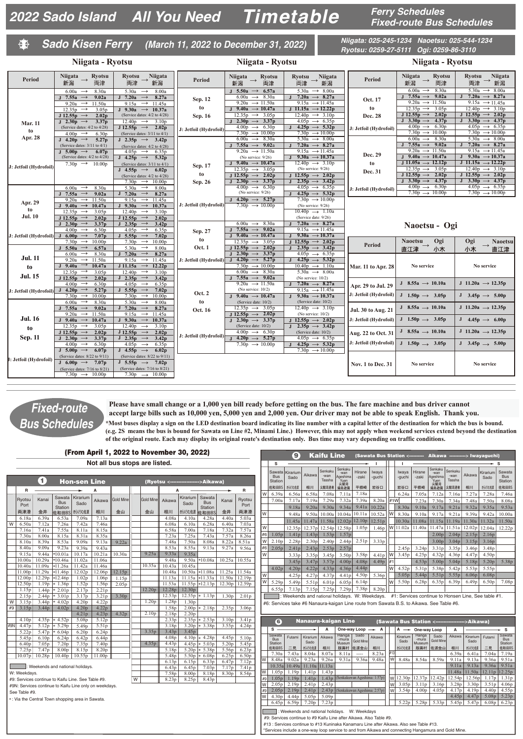# 2022 Sado Island All You Need Timetable

**Ferry Schedules / Fixed-route Bus Schedules**

## Sado Kisen Ferry *(March 11, 2022 to December 31, 2022)*

Niigata: 025-245-1234 Naoetsu: 025-544-1234
Ryotsu: 0259-27-5111 Ogi: 0259-86-3110

### Niigata - Ryotsu

| Period | Niigata 新潟 → Ryotsu 両津 | Ryotsu 両津 → Niigata 新潟 |
|---|---|---|
| Mar. 11 to Apr. 28 | 6.00a → 8.30a<br>J 7.55a → 9.02a<br>9.20a → 11.50a<br>12.35p → 3.05p<br>J 12.55p → 2.02p<br>J 2.30p → 3.37p (Service dates: 4/2 to 4/28)<br>4.00p → 6.30p<br>J 4.20p → 5.27p (Service dates: 3/11 to 4/1)<br>J 5.00p → 6.07p (Service dates: 4/2 to 4/28)<br>7.30p → 10.00p | 5.30a → 8.00a<br>J 7.20a → 8.27a<br>9.15a → 11.45a<br>J 9.30a → 10.37a (Service dates: 4/2 to 4/28)<br>12.40p → 3.10p<br>J 12.55p → 2.02p (Service dates: 3/11 to 4/1)<br>J 2.35p → 3.42p (Service dates: 4/2 to 4/28)<br>4.05p → 6.35p<br>J 4.25p → 5.32p (Service dates: 3/11 to 4/1)<br>J 4.55p → 6.02p (Service dates: 4/2 to 4/28)<br>7.30p → 10.00p |
| Apr. 29 to Jul. 10 | 6.00a → 8.30a<br>J 7.55a → 9.02a<br>9.20a → 11.50a<br>J 9.40a → 10.47a<br>12.35p → 3.05p<br>J 12.55p → 2.02p<br>J 2.30p → 3.37p<br>4.00p → 6.30p<br>J 6.00p → 7.07p<br>7.30p → 10.00p | 5.30a → 8.00a<br>J 7.20a → 8.27a<br>9.15a → 11.45a<br>J 9.30a → 10.37a<br>12.40p → 3.10p<br>J 12.55p → 2.02p<br>J 2.35p → 3.42p<br>4.05p → 6.35p<br>J 5.55p → 7.02p<br>7.30p → 10.00p |
| Jul. 11 to Jul. 15 | J 5.50a → 6.57a<br>6.00a → 8.30a<br>J 7.55a → 9.02a<br>9.20a → 11.50a<br>J 9.40a → 10.47a<br>12.35p → 3.05p<br>J 12.55p → 2.02p<br>4.00p → 6.30p<br>J 4.20p → 5.27p<br>7.30p → 10.00p | 5.30a → 8.00a<br>J 7.20a → 8.27a<br>9.15a → 11.45a<br>J 11.15a → 12.22p<br>12.40p → 3.10p<br>J 2.35p → 3.42p<br>4.05p → 6.35p<br>J 5.55p → 7.02p<br>7.30p → 10.00p |
| Jul. 16 to Sep. 11 | 6.00a → 8.30a<br>J 7.55a → 9.02a<br>9.20a → 11.50a<br>J 9.40a → 10.47a<br>12.35p → 3.05p<br>J 12.55p → 2.02p<br>J 2.30p → 3.37p<br>4.00p → 6.30p<br>J 5.00p → 6.07p (Service dates: 8/22 to 9/11)<br>J 6.00p → 7.07p (Service dates: 7/16 to 8/21)<br>7.30p → 10.00p | 5.30a → 8.00a<br>J 7.20a → 8.27a<br>9.15a → 11.45a<br>J 9.30a → 10.37a<br>12.40p → 3.10p<br>J 12.55p → 2.02p<br>J 2.35p → 3.42p<br>4.05p → 6.35p<br>J 4.55p → 6.02p (Service dates: 8/22 to 9/11)<br>J 5.55p → 7.02p (Service dates: 7/16 to 8/21)<br>7.30p → 10.00p |
| Sep. 12 to Sep. 16 | J 5.50a → 6.57a<br>6.00a → 8.30a<br>9.20a → 11.50a<br>J 9.40a → 10.47a<br>12.35p → 3.05p<br>J 2.30p → 3.37p<br>4.00p → 6.30p<br>7.30p → 10.00p | 5.30a → 8.00a<br>J 7.20a → 8.27a<br>9.15a → 11.45a<br>J 11.15a → 12.22p<br>12.40p → 3.10p<br>4.05p → 6.35p<br>J 4.25p → 5.32p<br>7.30p → 10.00p |
| Sep. 17 to Sep. 26 | 6.00a → 8.30a<br>J 7.55a → 9.02a<br>9.20a → 11.50a (No service: 9/26)<br>J 9.40a → 10.47a<br>12.35p → 3.05p<br>J 12.55p → 2.02p<br>J 2.30p → 3.37p<br>4.00p → 6.30p (No service: 9/26)<br>J 4.20p → 5.27p<br>7.30p → 10.00p | 5.30a → 8.00a<br>J 7.20a → 8.27a<br>9.15a → 11.45a<br>J 9.30a → 10.37a<br>12.40p → 3.10p (No service: 9/26)<br>J 12.55p → 2.02p<br>J 2.35p → 3.42p<br>4.05p → 6.35p<br>J 4.25p → 5.32p<br>7.30p → 10.00p (No service: 9/26)<br>10.40p → 1.10a (Service date: 9/26) |
| Sep. 27 to Oct. 1 | 6.00a → 8.30a<br>J 7.55a → 9.02a<br>J 9.40a → 10.47a<br>12.35p → 3.05p<br>J 12.55p → 2.02p<br>J 2.30p → 3.37p<br>J 4.20p → 5.27p<br>7.30p → 10.00p | J 7.20a → 8.27a<br>9.15a → 11.45a<br>J 9.30a → 10.37a<br>J 12.55p → 2.02p<br>J 2.35p → 3.42p<br>4.05p → 6.35p<br>J 4.25p → 5.32p<br>10.40p → 1.10a |
| Oct. 2 to Oct. 16 | 6.00a → 8.30a<br>J 7.55a → 9.02a<br>9.20a → 11.50a (No service: 10/2)<br>J 9.40a → 10.47a (Service date: 10/2)<br>12.35p → 3.05p<br>J 12.55p → 2.02p<br>J 2.30p → 3.37p (Service date: 10/2)<br>4.00p → 6.30p (No service: 10/2)<br>J 4.20p → 5.27p<br>7.30p → 10.00p | 5.30a → 8.00a (No service: 10/2)<br>J 7.20a → 8.27a<br>9.15a → 11.45a<br>J 9.30a → 10.37a (Service date: 10/2)<br>12.40p → 3.10p (No service: 10/2)<br>J 12.55p → 2.02p<br>J 2.35p → 3.42p (Service date: 10/2)<br>4.05p → 6.35p<br>J 4.25p → 5.32p<br>7.30p → 10.00p |
| Oct. 17 to Dec. 28 | 6.00a → 8.30a<br>J 7.55a → 9.02a<br>9.20a → 11.50a<br>12.35p → 3.05p<br>J 12.55p → 2.02p<br>J 3.30p → 4.37p<br>4.00p → 6.30p<br>7.30p → 10.00p | 5.30a → 8.00a<br>J 7.20a → 8.27a<br>9.15a → 11.45a<br>12.40p → 3.10p<br>J 12.55p → 2.02p<br>J 3.30p → 4.37p<br>4.05p → 6.35p<br>7.30p → 10.00p |
| Dec. 29 to Dec. 31 | 6.00a → 8.30a<br>J 7.55a → 9.02a<br>9.20a → 11.50a<br>J 9.40a → 10.47a<br>J 11.05a → 12.12p<br>12.35p → 3.05p<br>J 12.55p → 2.02p<br>J 3.30p → 4.37p<br>4.00p → 6.30p<br>7.30p → 10.00p | 5.30a → 8.00a<br>J 7.20a → 8.27a<br>9.15a → 11.45a<br>J 9.30a → 10.37a<br>J 11.15a → 12.22p<br>12.40p → 3.10p<br>J 12.55p → 2.02p<br>J 3.30p → 4.37p<br>4.05p → 6.35p<br>7.30p → 10.00p |

J: Jetfoil (Hydrofoil)

### Naoetsu - Ogi

| Period | Naoetsu 直江津 → Ogi 小木 | Ogi 小木 → Naoetsu 直江津 |
|---|---|---|
| Mar. 11 to Apr. 28 | No service | No service |
| Apr. 29 to Jul. 29 | J 8.55a → 10.10a<br>J 1.50p → 3.05p | J 11.20a → 12.35p<br>J 3.45p → 5.00p |
| Jul. 30 to Aug. 21 | J 8.55a → 10.10a<br>J 1.50p → 3.05p | J 11.20a → 12.35p<br>J 4.45p → 6.00p |
| Aug. 22 to Oct. 31 | J 8.55a → 10.10a<br>J 1.50p → 3.05p | J 11.20a → 12.35p<br>J 3.45p → 5.00p |
| Nov. 1 to Dec. 31 | No service | No service |

J: Jetfoil (Hydrofoil)

## Fixed-route Bus Schedules

**Please have small change or a 1,000 yen bill ready before getting on the bus. The fare machine and bus driver cannot accept large bills such as 10,000 yen, 5,000 yen and 2,000 yen. Our driver may not be able to speak English. Thank you.**

**\*Most buses display a sign on the LED destination board indicating its line number with a capital letter of the destination for which the bus is bound. (e.g. 2S means the bus is bound for Sawata on Line #2, Minami Line.) However, this may not apply when weekend services extend beyond the destination of the original route. Each may display its original route's destination only. Bus time may vary depending on traffic conditions.**

### (From April 1, 2022 to November 30, 2022)

Not all bus stops are listed.

### ① Hon-sen Line (Ryotsu <------> Aikawa)

(■ = shaded in original: Weekends and national holidays)

| | Ryotsu Port 両津港 (R) | Kanai 金井 | Sawata Bus Station 佐和田BS | Kirarium Sado きらりうむ佐渡 | Aikawa 相川 (A) | Gold Mine 金山 |
|---|---|---|---|---|---|---|
| | 6.18a | 6.39a | 6.53a | 7.09a | 7.13a | |
| W | 6.50a | 7.12a | 7.26a | 7.42a | 7.46a | |
| | 7.16a | 7.41a | 7.55a | 8.11a | 8.15a | |
| | 7.30a | 8.00a | 8.15a | 8.31a | 8.35a | |
| | 8.10a | 8.39a | 8.53a | 9.09a | 9.13a | 9.22a |
| | 8.40a | 9.09a | 9.23a | 9.39a | 9.43a | |
| | 9.15a | 9.44a | *10.01a | 10.17a | 10.21a | 10.30a |
| | 10.00a | 10.29a | *10.46a | 11.02a | 11.06a | |
| | 10.40a | 11.09a | *11.26a | 11.42a | 11.46a | |
| | 11.00a | 11.29a | *11.46p | 12.02p | 12.06p | 12.15p |
| | 12.00p | 12.29p | *12.46p | 1.02p | 1.06p | 1.15p |
| | 12.50p | 1.19p | *1.36p | 1.52p | 1.56p | 2.05p |
| ■ | 1.15p | 1.44p | *2.01p | 2.17p | 2.21p | |
| | 2.15p | 2.44p | *3.01p | 3.17p | 3.21p | 3.30p |
| W | 3.15p | 3.44p | *4.02p | 4.20p | 4.22p | |
| #9 ■ | 3.15p | 3.44p | 4.02p | 4.20p | 4.22p | |
| ■ | | | | 4.21p | 4.23p | 4.32p |
| | 4.10p | 4.35p | *4.52p | 5.08p | 5.12p | |
| #9N | 4.47p | 5.12p | *5.29p | 5.49p | 5.51p | |
| | 5.22p | 5.47p | *6.04p | 6.20p | 6.24p | |
| | 6.40p | 7.05p | 7.20p | 7.35p | 7.40p | |
| | 7.25p | 7.49p | 8.00p | 8.15p | 8.20p | |
| | 10.07p | 10.28p | 10.40p | 10.55p | 11.00p | |

| | Gold Mine 金山 | Aikawa 相川 (A) | Kirarium Sado きらりうむ佐渡 | Sawata Bus Station 佐和田BS | Kanai 金井 | Ryotsu Port 両津港 (R) |
|---|---|---|---|---|---|---|
| | | 4.08a | 4.10a | 4.28a | 4.40a | 5.03a |
| | | 6.08a | 6.10a | 6.28a | 6.40a | 7.03a |
| | | 6.58a | 7.00a | 7.18a | 7.32a | 7.57a |
| | | 7.23a | 7.25a | 7.43a | 7.57a | 8.26a |
| | | 7.48a | 7.50a | 8.08a | 8.22a | 8.51a |
| | | 8.53a | 8.55a | 9.13a | 9.27a | 9.56a |
| ■ | 9.25a | 9.33a | 9.35a | | | |
| | | 9.48a | 9.50a | *10.08a | 10.25a | 10.55a |
| | 10.35a | 10.43a | 10.45a | | | |
| | | 10.48a | 10.50a | *11.08a | 11.25a | 11.54a |
| | | 11.13a | 11.15a | *11.33a | 11.50a | 12.19p |
| | | 11.53a | 11.55p | *12.13p | 12.30p | 12.59p |
| ■ | 12.20p | 12.28p | 12.30p | | | |
| | | 12.53p | 12.55p | *1.13p | 1.30p | 2.01p |
| | 1.20p | 1.28p | 1.30p | | | |
| | | 1.58p | 2.00p | *2.18p | 2.35p | 3.06p |
| | 2.10p | 2.18p | 2.20p | | | |
| | | 2.33p | 2.35p | *2.53p | 3.10p | 3.41p |
| | | 3.18p | 3.20p | *3.38p | 3.55p | 4.24p |
| ■ | 3.35p | 3.43p | 3.45p | | | |
| | | 4.08p | 4.10p | *4.28p | 4.45p | 5.10p |
| | 4.35p | 4.43p | 4.45p | *5.03p | 5.20p | 5.45p |
| | | 5.18p | 5.20p | *5.38p | 5.56p | 6.23p |
| | | 5.48p | 5.50p | *6.08p | 6.25p | 6.50p |
| | | 6.13p | 6.15p | 6.33p | 6.47p | 7.12p |
| | | 6.43p | 6.45p | 7.03p | 7.17p | 7.41p |
| | | 7.58p | 8.00p | 8.18p | 8.30p | 8.54p |
| W | | 8.23p | 8.25p | 8.43p | | |

■ : Weekends and national holidays.
W: Weekdays.
#9: Services continue to Kaifu Line. See Table #9.
#9N: Services continue to Kaifu Line only on weekdays. See Table #9.
*: Via the Central Town shopping area in Sawata.

### ⑨ Kaifu Line (Sawata Bus Station <------ Aikawa ------> Iwayaguchi)

| | Sawata Bus Station 佐和田BS (S) | Kirarium Sado きらりうむ佐渡 | Aikawa 相川 | Senkaku-wan Tassha 尖閣湾達者 | Senkaku-wan Ageshima Yuen 尖閣湾揚島遊園 | Hirane-zaki 平根崎 | Iwaya-guchi 岩谷口 (I) |
|---|---|---|---|---|---|---|---|
| W | 6.39a | 6.56a | 6.58a | 7.08a | 7.11a | 7.18a | |
| | 7.00a | 7.17a | 7.19a | 7.29a | 7.32a | 7.39a | 8.20a |
| ■ | | 9.18a | 9.20a | 9.30a | 9.34a | 9.41a | 10.22a |
| W | | 9.48a | 9.50a | 10.00a | 10.04a | 10.11a | 10.52a |
| ■ | | 11.45a | 11.47a | 11.58a | 12.02p | 12.10p | 12.51p |
| W | | 12.35p | 12.37p | 12.54p | 12.58p | 1.05p | 1.46p |
| #6 ■ | 1.05p | 1.41p | 1.43p | 1.53p | 1.57p | | |
| W | 2.10p | 2.28p | 2.30p | 2.40p | 2.44p | 2.51p | 3.33p |
| #6 ■ | 2.05p | 2.41p | 2.43p | 2.53p | 2.57p | | |
| W | | 3.33p | 3.35p | 3.45p | 3.50p | 3.58p | 4.41p |
| ■ | | 3.45p | 3.47p | 3.57p | 4.00p | 4.08p | 4.49p |
| | 4.02p | 4.20p | 4.22p | 4.33p | 4.36p | 4.44p | |
| W | | 4.25p | 4.27p | 4.37p | 4.41p | 4.50p | 5.36p |
| W | 5.29p | 5.49p | 5.51p | 6.01p | 6.05p | 6.14p | |
| | 6.55p | 7.13p | 7.15p | 7.25p | 7.29p | 7.38p | 8.20p |

| | Iwaya-guchi 岩谷口 (I) | Hirane-zaki 平根崎 | Senkaku-wan Ageshima Yuen 尖閣湾揚島遊園 | Senkaku-wan Tassha 尖閣湾達者 | Aikawa 相川 | Kirarium Sado きらりうむ佐渡 | Sawata Bus Station 佐和田BS (S) |
|---|---|---|---|---|---|---|---|
| | 6.24a | 7.05a | 7.12a | 7.16a | 7.27a | 7.28a | 7.46a |
| #1W | | 7.23a | 7.30a | 7.34a | 7.48a | 7.50a | 8.08a |
| ■ | 8.30a | 9.10a | 9.17a | 9.21a | 9.32a | 9.35a | 9.53a |
| W | 8.30a | 9.10a | 9.17a | 9.21a | 9.39a | 9.42a | 10.00a |
| ■ | 10.30a | 11.08a | 11.15a | 11.19a | 11.30a | 11.32a | 11.50a |
| W | 11.02a | 11.40a | 11.47a | 11.51a | 12.02p | 12.04a | 12.22p |
| ■ | | | 2.00p | 2.04p | 2.15p | 2.16p | |
| ■ | | | 3.00p | 3.04p | 3.15p | 3.16p | |
| | 2.45p | 3.24p | 3.31p | 3.35p | 3.46p | 3.48p | |
| W | 3.45p | 4.25p | 4.32p | 4.36p | 4.47p | 4.50p | |
| #1 ■ | | 4.53p | 5.00p | 5.04p | 5.18p | 5.20p | 5.38p |
| W | 4.52p | 5.31p | 5.38p | 5.42p | 5.53p | 5.55p | |
| ■ | 5.05p | 5.44p | 5.51p | 5.55p | 6.06p | 6.08p | |
| W | 5.50p | 6.28p | 6.35p | 6.39p | 6.49p | 6.50p | 7.08p |

■ : Weekends and national holidays. W: Weekdays. #1: Services continue to Honsen Line, See table #1.
#6: Services take #6 Nanaura-kaigan Line route from Sawata B.S. to Aikawa. See Table #6.

### ⑥ Nanaura-kaigan Line (Sawata Bus Station <------> Aikawa)

| | Sawata Bus Station 佐和田BS (S) | Futami 二見 | Kirarium Sado きらりうむ佐渡 | Aikawa 相川 (A) | One-way Loop: Hanga-mura Museum 版画村 | Sado Gold Mine 佐渡金山 | Aikawa 相川 (A) |
|---|---|---|---|---|---|---|---|
| | 7.30a | 7.43a | 8.04a | 8.07a | 8.11a | ---- | 8.23a |
| W | 8.48a | 9.02a | 9.23a | 9.26a | 9.31a | 9.36a | 9.48a |
| ■ | 10.35a | 10.49a | 11.10a | 11.13a | | | |
| W | 1.05p | 1.19p | 1.41p | 1.43p | | | |
| #9 ■ | 1.05p | 1.19p | 1.41p | 1.43p | (Senkakuwan Ageshima: 1.57p) | | |
| W | 2.05p | 2.19p | 2.41p | 2.43p | | | |
| #9 ■ | 2.05p | 2.19p | 2.41p | 2.43p | (Senkakuwan Ageshima: 2.57p) | | |
| W | 4.30p | 4.44p | 5.05p | 5.09p | | | |
| | 6.45p | 6.59p | 7.20p | 7.23p | | | |

| | Kirarium Sado (A →) | One-way Loop: Hanga-mura Museum 版画村 | Sado Gold Mine 佐渡金山 | Aikawa 相川 (A) | Kirarium Sado きらりうむ佐渡 | Futami 二見 | Sawata Bus Station 佐和田BS (S) |
|---|---|---|---|---|---|---|---|
| | | | | 6.39a | 6.41a | 7.04a | 7.19a |
| #13 | | | | 9.11a | 9.13a | 9.36a | 9.51a |
| W | 8.48a | 8.54a | 8.59a | 9.11a | 9.13a | 9.36a | 9.51a |
| ■ | | | | 11.48a | 11.50a | 12.11p | 12.25p |
| W | 12.30p | 12.37p | 12.42p | 12.54p | 12.56p | 1.17p | 1.31p |
| W | 3.05p | 3.11p | 3.16p | 3.28p | 3.30p | 3.51p | 4.06p |
| W | 3.54p | 4.00p | 4.05p | 4.17p | 4.19p | 4.40p | 4.55p |
| ■ | | | | 4.45p | 4.47p | 5.08p | 5.23p |
| | 5.22p | 5.28p | 5.33p | 5.45p | 5.47p | 6.08p | 6.23p |

■ : Weekends and national holidays. W: Weekdays
#9: Services continue to #9 Kaifu Line after Aikawa. Also see Table #9.
#13 : Services continue to #13 Kuninaka Kanamaru Line after Aikawa. Also see Table #13.
*Services include a one-way loop service to and from Aikawa and connecting Hangamura and Gold Mine.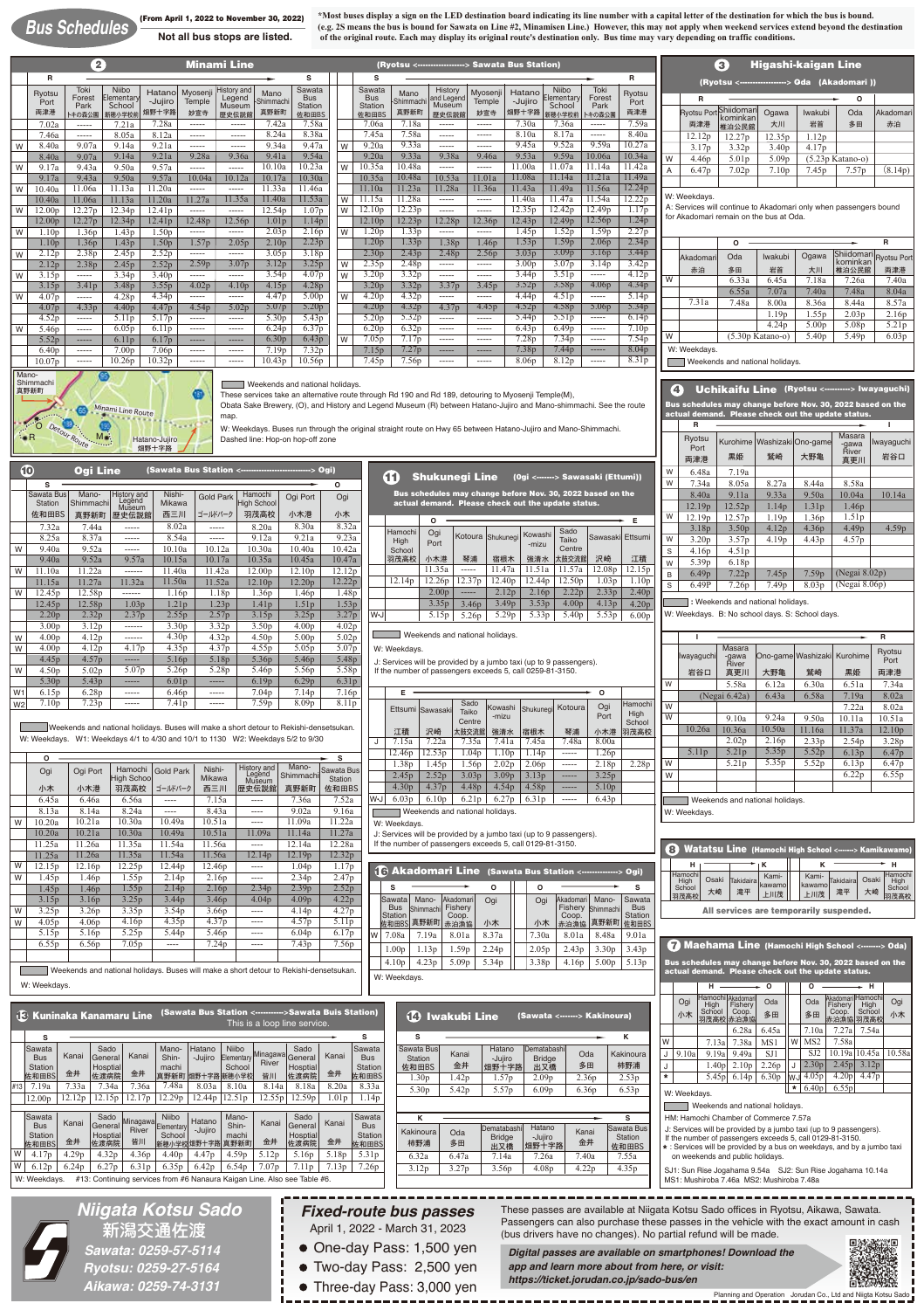# Bus Schedules

**(From April 1, 2022 to November 30, 2022)**

**Not all bus stops are listed.**

*Most buses display a sign on the LED destination board indicating its line number with a capital letter of the destination for which the bus is bound. (e.g. 2S means the bus is bound for Sawata on Line #2, Minamisen Line.) However, this may not apply only when weekend services extend beyond the destination of the original route. Each may display its original route's destination only. Bus time may vary depending on traffic conditions.

## 2 Minami Line

### R → S

| | Ryotsu Port 両津港 | Toki Forest Park トキの森公園 | Niibo Elementary School 新穂小学校前 | Hatano-Jujiro 畑野十字路 | Myosenji Temple 妙宣寺 | History and Legend Museum 歴史伝説館 | Mano Shimmachi 真野新町 | Sawata Bus Station 佐和田BS |
|---|---|---|---|---|---|---|---|---|
| | 7.02a | ----- | 7.21a | 7.28a | ----- | ----- | 7.42a | 7.58a |
| | 7.46a | ----- | 8.05a | 8.12a | ----- | ----- | 8.24a | 8.38a |
| W | 8.40a | 9.07a | 9.14a | 9.21a | ----- | ----- | 9.34a | 9.47a |
| | 8.40a | 9.07a | 9.14a | 9.21a | 9.28a | 9.36a | 9.41a | 9.54a |
| W | 9.17a | 9.43a | 9.50a | 9.57a | ----- | ----- | 10.10a | 10.23a |
| | 9.17a | 9.43a | 9.50a | 9.57a | 10.04a | 10.12a | 10.17a | 10.30a |
| W | 10.40a | 11.06a | 11.13a | 11.20a | ----- | ----- | 11.33a | 11.46a |
| | 10.40a | 11.06a | 11.13a | 11.20a | 11.27a | 11.35a | 11.40a | 11.53a |
| W | 12.00p | 12.27p | 12.34p | 12.41p | ----- | ----- | 12.54p | 1.07p |
| | 12.00p | 12.27p | 12.34p | 12.41p | 12.48p | 12.56p | 1.01p | 1.14p |
| W | 1.10p | 1.36p | 1.43p | 1.50p | ----- | ----- | 2.03p | 2.16p |
| | 1.10p | 1.36p | 1.43p | 1.50p | 1.57p | 2.05p | 2.10p | 2.23p |
| W | 2.12p | 2.38p | 2.45p | 2.52p | ----- | ----- | 3.05p | 3.18p |
| | 2.12p | 2.38p | 2.45p | 2.52p | 2.59p | 3.07p | 3.12p | 3.25p |
| W | 3.15p | ----- | 3.34p | 3.40p | ----- | ----- | 3.54p | 4.07p |
| | 3.15p | 3.41p | 3.48p | 3.55p | 4.02p | 4.10p | 4.15p | 4.28p |
| W | 4.07p | ----- | 4.28p | 4.34p | ----- | ----- | 4.47p | 5.00p |
| | 4.07p | 4.33p | 4.40p | 4.47p | 4.54p | 5.02p | 5.07p | 5.20p |
| | 4.52p | ----- | 5.11p | 5.17p | ----- | ----- | 5.30p | 5.43p |
| W | 5.46p | ----- | 6.05p | 6.11p | ----- | ----- | 6.24p | 6.37p |
| | 5.52p | ----- | 6.11p | 6.17p | ----- | ----- | 6.30p | 6.43p |
| | 6.40p | ----- | 7.00p | 7.06p | ----- | ----- | 7.19p | 7.32p |
| | 10.07p | ----- | 10.26p | 10.32p | ----- | ----- | 10.43p | 10.56p |

### (Ryotsu <-----> Sawata Bus Station) S → R

| | Sawata Bus Station 佐和田BS | Mano-Shimmachi 真野新町 | History and Legend Museum 歴史伝説館 | Myosenji Temple 妙宣寺 | Hatano-Jujiro 畑野十字路 | Niibo Elementary School 新穂小学校前 | Toki Forest Park トキの森公園 | Ryotsu Port 両津港 |
|---|---|---|---|---|---|---|---|---|
| | 7.06a | 7.18a | ----- | ----- | 7.30a | 7.36a | ----- | 7.59a |
| | 7.45a | 7.58a | ----- | ----- | 8.10a | 8.17a | ----- | 8.40a |
| W | 9.20a | 9.33a | ----- | ----- | 9.45a | 9.52a | 9.59a | 10.06a |
| | 9.20a | 9.33a | 9.38a | 9.46a | 9.53a | 9.59a | 10.06a | 10.34a |
| W | 10.35a | 10.48a | ----- | ----- | 11.00a | 11.07a | 11.14a | 11.42a |
| | 10.35a | 10.48a | 10.53a | 11.01a | 11.08a | 11.14a | 11.21a | 11.49a |
| | 11.10a | 11.23a | 11.28a | 11.36a | 11.43a | 11.49a | 11.56a | 12.24p |
| W | 11.15a | 11.28a | ----- | ----- | 11.40a | 11.47a | 11.54a | 12.22p |
| W | 12.10p | 12.23p | ----- | ----- | 12.35p | 12.42p | 12.49p | 1.17p |
| | 12.10p | 12.23p | 12.28p | 12.36p | 12.43p | 12.49p | 12.56p | 1.24p |
| W | 1.20p | 1.33p | ----- | ----- | 1.45p | 1.52p | 1.59p | 2.27p |
| | 1.20p | 1.33p | 1.38p | 1.46p | 1.53p | 1.59p | 2.06p | 2.34p |
| | 2.30p | 2.43p | 2.48p | 2.56p | 3.03p | 3.09p | 3.16p | 3.44p |
| W | 2.35p | 2.48p | ----- | ----- | 3.00p | 3.07p | 3.14p | 3.42p |
| W | 3.20p | 3.32p | ----- | ----- | 3.44p | 3.51p | ----- | 4.12p |
| | 3.20p | 3.32p | 3.37p | 3.45p | 3.52p | 3.58p | 4.06p | 4.34p |
| W | 4.20p | 4.32p | ----- | ----- | 4.44p | 4.51p | ----- | 5.14p |
| | 4.20p | 4.32p | 4.37p | 4.45p | 4.52p | 4.58p | 5.06p | 5.34p |
| | 5.20p | 5.32p | ----- | ----- | 5.44p | 5.51p | ----- | 6.14p |
| | 6.20p | 6.32p | ----- | ----- | 6.43p | 6.49p | ----- | 7.10p |
| W | 7.05p | 7.17p | ----- | ----- | 7.28p | 7.34p | ----- | 7.54p |
| | 7.15p | 7.27p | ----- | ----- | 7.38p | 7.44p | ----- | 8.04p |
| | 7.45p | 7.56p | ----- | ----- | 8.06p | 8.12p | ----- | 8.31p |

Mano-Shimmachi 真野新町 / Minami Line Route / Detour Route / Hatano-Jujiro 畑野十字路

Weekends and national holidays.
These services take an alternative route through Rd 190 and Rd 189, detouring to Myosenji Temple(M), Obata Sake Brewery, (O), and History and Legend Museum (R) between Hatano-Jujiro and Mano-shimmachi. See the route map.
W: Weekdays. Buses run through the original straight route on Hwy 65 between Hatano-Jujiro and Mano-Shimmachi.
Dashed line: Hop-on hop-off zone

## 3 Higashi-kaigan Line

(Ryotsu <-----> Oda (Akadomari))

### R → O

| | Ryotsu Port 両津港 | Shiidomari kominkan 椎泊公民館 | Ogawa 大川 | Iwakubi 岩首 | Oda 多田 | Akadomari 赤泊 |
|---|---|---|---|---|---|---|
| | 12.12p | 12.27p | 12.35p | 1.12p | | |
| | 3.17p | 3.32p | 3.40p | 4.17p | | |
| W | 4.46p | 5.01p | 5.09p | (5.23p Katano-o) | | |
| A | 6.47p | 7.02p | 7.10p | 7.45p | 7.57p | (8.14p) |

W: Weekdays.
A: Services will continue to Akadomari only when passengers bound for Akadomari remain on the bus at Oda.

### O → R

| | Akadomari 赤泊 | Oda 多田 | Iwakubi 岩首 | Ogawa 大川 | Shiidomari kominkan 椎泊公民館 | Ryotsu Port 両津港 |
|---|---|---|---|---|---|---|
| W | | 6.33a | | 7.18a | 7.26a | 7.40a |
| | | 6.55a | 7.07a | 7.40a | 7.48a | 8.04a |
| | 7.31a | 7.48a | 8.00a | 8.36a | 8.44a | 8.57a |
| | | | 1.19p | 1.55p | 2.03p | 2.16p |
| | | | 4.24p | 5.00p | 5.08p | 5.21p |
| W | | (5.30p Katano-o) | | 5.40p | 5.49p | 6.03p |

W: Weekdays.
Weekends and national holidays.

## 4 Uchikaifu Line

(Ryotsu <-----> Iwayaguchi)

Bus schedules may change before Nov. 30, 2022 based on the actual demand. Please check out the update status.

### R → I

| | Ryotsu Port 両津港 | Kurohime 黒姫 | Washizaki 鷲崎 | Ono-game 大野亀 | Masara-gawa River 真更川 | Iwayaguchi 岩谷口 |
|---|---|---|---|---|---|---|
| W | 6.48a | 7.19a | | | | |
| W | 7.34a | 8.05a | 8.27a | 8.44a | 8.58a | |
| | 8.40a | 9.11a | 9.33a | 9.50a | 10.04a | 10.14a |
| | 12.19p | 12.52p | 1.14p | 1.31p | 1.46p | |
| W | 12.19p | 12.57p | 1.19p | 1.36p | 1.51p | |
| | 3.18p | 3.50p | 4.12p | 4.36p | 4.49p | 4.59p |
| W | 3.20p | 3.57p | 4.19p | 4.43p | 4.57p | |
| S | 4.16p | 4.51p | | | | |
| W | 5.39p | 6.18p | | | | |
| B | 6.49p | 7.22p | 7.45p | 7.59p | (Negai 8.02p) | |
| S | 6.49P | 7.26p | 7.49p | 8.03p | (Negai 8.06p) | |

: Weekends and national holidays.
W: Weekdays. B: No school days. S: School days.

### I → R

| | Iwayaguchi 岩谷口 | Masara-gawa River 真更川 | Ono-game 大野亀 | Washizaki 鷲崎 | Kurohime 黒姫 | Ryotsu Port 両津港 |
|---|---|---|---|---|---|---|
| W | | 5.58a | 6.12a | 6.30a | 6.51a | 7.34a |
| | (Negai 6.42a) | | 6.43a | 6.58a | 7.19a | 8.02a |
| W | | | | | 7.22a | 8.02a |
| W | | 9.10a | 9.24a | 9.50a | 10.11a | 10.51a |
| | 10.26a | 10.36a | 10.50a | 11.16a | 11.37a | 12.10p |
| | | 2.02p | 2.16p | 2.33p | 2.54p | 3.28p |
| | 5.11p | 5.21p | 5.35p | 5.52p | 6.13p | 6.47p |
| W | | 5.21p | 5.35p | 5.52p | 6.13p | 6.47p |
| W | | | | | 6.22p | 6.55p |

Weekends and national holidays.
W: Weekdays.

## 10 Ogi Line

(Sawata Bus Station <-----> Ogi)

### S → O

| | Sawata Bus Station 佐和田BS | Mano-Shimmachi 真野新町 | History and Legend Museum 歴史伝説館 | Nishi-Mikawa 西三川 | Gold Park ゴールドパーク | Hamochi High School 羽茂高校 | Ogi Port 小木港 | Ogi 小木 |
|---|---|---|---|---|---|---|---|---|
| | 7.32a | 7.44a | ----- | 8.02a | ----- | 8.20a | 8.30a | 8.32a |
| | 8.25a | 8.37a | ----- | 8.54a | ----- | 9.12a | 9.21a | 9.23a |
| W | 9.40a | 9.52a | ----- | 10.10a | 10.12a | 10.30a | 10.40a | 10.42a |
| | 9.40a | 9.52a | 9.57a | 10.15a | 10.17a | 10.35a | 10.45a | 10.47a |
| W | 11.10a | 11.22a | ----- | 11.40a | 11.42a | 12.00p | 12.10p | 12.12p |
| | 11.15a | 11.27a | 11.32a | 11.50a | 11.52a | 12.10p | 12.20p | 12.22p |
| W | 12.45p | 12.58p | ----- | 1.16p | 1.18p | 1.36p | 1.46p | 1.48p |
| | 12.45p | 12.58p | 1.03p | 1.21p | 1.23p | 1.41p | 1.51p | 1.53p |
| | 2.20p | 2.32p | 2.37p | 2.55p | 2.57p | 3.15p | 3.25p | 3.27p |
| | 3.00p | 3.12p | ----- | 3.30p | 3.32p | 3.50p | 4.00p | 4.02p |
| W | 4.00p | 4.12p | ----- | 4.30p | 4.32p | 4.50p | 5.00p | 5.02p |
| W | 4.00p | 4.12p | 4.17p | 4.35p | 4.37p | 4.55p | 5.05p | 5.07p |
| | 4.45p | 4.57p | ----- | 5.16p | 5.18p | 5.36p | 5.46p | 5.48p |
| W | 4.50p | 5.02p | 5.07p | 5.26p | 5.28p | 5.46p | 5.56p | 5.58p |
| | 5.30p | 5.43p | ----- | 6.01p | ----- | 6.19p | 6.29p | 6.31p |
| W1 | 6.15p | 6.28p | ----- | 6.46p | ----- | 7.04p | 7.14p | 7.16p |
| W2 | 7.10p | 7.23p | ----- | 7.41p | ----- | 7.59p | 8.09p | 8.11p |

Weekends and national holidays. Buses will make a short detour to Rekishi-densetsukan.
W: Weekdays. W1: Weekdays 4/1 to 4/30 and 10/1 to 1130 W2: Weekdays 5/2 to 9/30

### O → S

| | Ogi 小木 | Ogi Port 小木港 | Hamochi High School 羽茂高校 | Gold Park ゴールドパーク | Nishi-Mikawa 西三川 | History and Legend Museum 歴史伝説館 | Mano-Shimmachi 真野新町 | Sawata Bus Station 佐和田BS |
|---|---|---|---|---|---|---|---|---|
| | 6.45a | 6.46a | 6.56a | ---- | 7.15a | ---- | 7.36a | 7.52a |
| | 8.13a | 8.14a | 8.24a | ---- | 8.43a | ---- | 9.02a | 9.16a |
| W | 10.20a | 10.21a | 10.30a | 10.49a | 10.51a | ---- | 11.09a | 11.22a |
| | 10.20a | 10.21a | 10.30a | 10.49a | 10.51a | 11.09a | 11.14a | 11.27a |
| | 11.25a | 11.26a | 11.35a | 11.54a | 11.56a | ---- | 12.14p | 12.28a |
| | 11.25a | 11.26a | 11.35a | 11.54a | 11.56a | 12.14p | 12.19p | 12.32p |
| W | 12.15p | 12.16p | 12.25p | 12.44p | 12.46p | ---- | 1.04p | 1.17p |
| W | 1.45p | 1.46p | 1.55p | 2.14p | 2.16p | ---- | 2.34p | 2.47p |
| | 1.45p | 1.46p | 1.55p | 2.14p | 2.16p | ---- | 2.39p | 2.52p |
| | 3.15p | 3.16p | 3.25p | 3.44p | 3.46p | 4.04p | 4.09p | 4.22p |
| W | 3.25p | 3.26p | 3.35p | 3.54p | 3.56p | ---- | 4.14p | 4.27p |
| W | 4.05p | 4.06p | 4.16p | 4.35p | 4.37p | ---- | 4.57p | 5.11p |
| | 5.15p | 5.16p | 5.25p | 5.44p | 5.46p | ---- | 6.04p | 6.17p |
| | 6.55p | 6.56p | 7.05p | ---- | 7.24p | ---- | 7.43p | 7.56p |

Weekends and national holidays. Buses will make a short detour to Rekishi-densetsukan.
W: Weekdays.

## 11 Shukunegi Line

(Ogi <-----> Sawasaki (Ettumi))

Bus schedules may change before Nov. 30, 2022 based on the actual demand. Please check out the update status.

### O → E

| | Hamochi High School 羽茂高校 | Ogi Port 小木港 | Kotoura 琴浦 | Shukunegi 宿根木 | Kowashi-mizu 強清水 | Sado Taiko Centre 太鼓交流館 | Sawasaki 沢崎 | Ettumi 江積 |
|---|---|---|---|---|---|---|---|---|
| | | 11.35a | ----- | 11.47a | 11.51a | 11.57a | 12.08p | 12.15p |
| | 12.14p | 12.26p | 12.37p | 12.40p | 12.44p | 12.50p | 1.03p | 1.10p |
| | | 2.00p | ----- | 2.12p | 2.16p | 2.22p | 2.33p | 2.40p |
| | | 3.35p | 3.46p | 3.49p | 3.53p | 4.00p | 4.13p | 4.20p |
| W-J | | 5.15p | 5.26p | 5.29p | 5.33p | 5.40p | 5.53p | 6.00p |

Weekends and national holidays.
W: Weekdays.
J: Services will be provided by a jumbo taxi (up to 9 passengers). If the number of passengers exceeds 5, call 0259-81-3150.

### E → O

| | Ettumi 江積 | Sawasaki 沢崎 | Sado Taiko Centre 太鼓交流館 | Kowashi-mizu 強清水 | Shukunegi 宿根木 | Kotoura 琴浦 | Ogi Port 小木港 | Hamochi High School 羽茂高校 |
|---|---|---|---|---|---|---|---|---|
| J | 7.15a | 7.22a | 7.35a | 7.41a | 7.45a | 7.48a | 8.00a | |
| | 12.46p | 12.53p | 1.04p | 1.10p | 1.14p | ----- | 1.26p | |
| | 1.38p | 1.45p | 1.56p | 2.02p | 2.06p | ----- | 2.18p | 2.28p |
| | 2.45p | 2.52p | 3.03p | 3.09p | 3.13p | ----- | 3.25p | |
| | 4.30p | 4.37p | 4.48p | 4.54p | 4.58p | ----- | 5.10p | |
| W-J | 6.03p | 6.10p | 6.21p | 6.27p | 6.31p | ----- | 6.43p | |

Weekends and national holidays.
W: Weekdays.
J: Services will be provided by a jumbo taxi (up to 9 passengers). If the number of passengers exceeds 5, call 0129-81-3150.

## 16 Akadomari Line

(Sawata Bus Station <-----> Ogi)

### S → O

| | Sawata Bus Station 佐和田BS | Mano-Shimmachi 真野新町 | Akadomari Fishery Coop. 赤泊漁協 | Ogi 小木 |
|---|---|---|---|---|
| W | 7.08a | 7.19a | 8.01a | 8.37a |
| | 1.00p | 1.13p | 1.59p | 2.24p |
| | 4.10p | 4.23p | 5.09p | 5.34p |

### O → S

| Ogi 小木 | Akadomari Fishery Coop. 赤泊漁協 | Mano-Shimmachi 真野新町 | Sawata Bus Station 佐和田BS |
|---|---|---|---|
| 7.30a | 8.01a | 8.48a | 9.01a |
| 2.05p | 2.43p | 3.30p | 3.43p |
| 3.38p | 4.16p | 5.00p | 5.13p |

W: Weekdays.

## 13 Kuninaka Kanamaru Line

(Sawata Bus Station <-----> Sawata Bus Station) This is a loop line service.

| | Sawata Bus Station 佐和田BS | Kanai 金井 | Sado General Hospital 佐渡病院 | Kanai 金井 | Mano-Shimmachi 真野新町 | Hatano-Jujiro 畑野十字路 | Niibo Elementary School 新穂小学校前 | Minagawa River 皆川 | Sado General Hospital 佐渡病院 | Kanai 金井 | Sawata Bus Station 佐和田BS |
|---|---|---|---|---|---|---|---|---|---|---|---|
| #13 | 7.19a | 7.33a | | 7.36a | 7.48a | 8.03a | 8.10a | 8.14a | 8.18a | 8.20a | 8.33a |
| | 12.00p | 12.12p | 12.15p | 12.17p | 12.29p | 12.44p | 12.51p | 12.55p | 12.59p | 1.01p | 1.14p |

| | Sawata Bus Station 佐和田BS | Kanai 金井 | Sado General Hospital 佐渡病院 | Minagawa River 皆川 | Niibo Elementary School 新穂小学校前 | Hatano-Jujiro 畑野十字路 | Mano-Shimmachi 真野新町 | Kanai 金井 | Sado General Hospital 佐渡病院 | Kanai 金井 | Sawata Bus Station 佐和田BS |
|---|---|---|---|---|---|---|---|---|---|---|---|
| W | 4.17p | 4.29p | 4.32p | 4.36p | 4.40p | 4.47p | 4.59p | 5.12p | 5.16p | 5.18p | 5.31p |
| W | 6.12p | 6.24p | 6.27p | 6.31p | 6.35p | 6.42p | 6.54p | 7.07p | 7.11p | 7.13p | 7.26p |

W: Weekdays. #13: Continuing services from #6 Nanaura Kaigan Line. Also see Table #6.

## 14 Iwakubi Line

(Sawata <-----> Kakinoura)

### S → K

| Sawata Bus Station 佐和田BS | Kanai 金井 | Hatano-Jujiro 畑野十字路 | Dematabashi Bridge 出又橋 | Oda 多田 | Kakinoura 柿野浦 |
|---|---|---|---|---|---|
| 1.30p | 1.42p | 1.57p | 2.09p | 2.36p | 2.53p |
| 5.30p | 5.42p | 5.57p | 6.09p | 6.36p | 6.53p |

### K → S

| Kakinoura 柿野浦 | Oda 多田 | Dematabashi Bridge 出又橋 | Hatano-Jujiro 畑野十字路 | Kanai 金井 | Sawata Bus Station 佐和田BS |
|---|---|---|---|---|---|
| 6.32a | 6.47a | 7.14a | 7.26a | 7.40a | 7.55a |
| 3.12p | 3.27p | 3.56p | 4.08p | 4.22p | 4.35p |

## 8 Watatsu Line

(Hamochi High School <-----> Kamikawamo)

| Hamochi High School 羽茂高校 | Osaki 大崎 | Takidaira 滝平 | Kami-kawamo 上川茂 | Kami-kawamo 上川茂 | Takidaira 滝平 | Osaki 大崎 | Hamochi High School 羽茂高校 |
|---|---|---|---|---|---|---|---|

All services are temporarily suspended.

## 7 Maehama Line

(Hamochi High School <-----> Oda)

Bus schedules may change before Nov. 30, 2022 based on the actual demand. Please check out the update status.

### H → O

| | Ogi 小木 | Hamochi High School 羽茂高校 | Akadomari Fishery Coop. 赤泊漁協 | Oda 多田 |
|---|---|---|---|---|
| | | | 6.28a | 6.45a |
| W | | 7.13a | 7.38a | MS1 |
| J | 9.10a | 9.19a | 9.49a | SJ1 |
| J | | 1.40p | 2.10p | 2.26p |
| ★ | | 5.45p | 6.14p | 6.30p |

### O → H

| | Oda 多田 | Akadomari Fishery Coop. 赤泊漁協 | Hamochi High School 羽茂高校 | Ogi 小木 |
|---|---|---|---|---|
| | 7.10a | 7.27a | 7.54a | |
| W | MS2 | 7.58a | | |
| | SJ2 | 10.19a | 10.45a | 10.58a |
| J | 2.30p | 2.45p | 3.12p | |
| W-J | 4.05p | 4.20p | 4.47p | |
| ★ | 6.40p | 6.55p | | |

W: Weekdays.
Weekends and national holidays.
HM: Hamochi Chamber of Commerce 7.57a.
J: Services will be provided by a jumbo taxi (up to 9 passengers). If the number of passengers exceeds 5, call 0129-81-3150.
★: Services will be provided by a bus on weekdays, and by a jumbo taxi on weekends and public holidays.
SJ1: Sun Rise Yogahama 9.54a SJ2: Sun Rise Yogahama 10.14a
MS1: Mushiroba 7.46a MS2: Mushiroba 7.48a

---

**Niigata Kotsu Sado 新潟交通佐渡**
Sawata: 0259-57-5114
Ryotsu: 0259-27-5164
Aikawa: 0259-74-3131

**Fixed-route bus passes**
April 1, 2022 - March 31, 2023
- One-day Pass: 1,500 yen
- Two-day Pass: 2,500 yen
- Three-day Pass: 3,000 yen

These passes are available at Niigata Kotsu Sado offices in Ryotsu, Aikawa, Sawata. Passengers can also purchase these passes in the vehicle with the exact amount in cash (bus drivers have no changes). No partial refund will be made.

*Digital passes are available on smartphones! Download the app and learn more about from here, or visit: https://ticket.jorudan.co.jp/sado-bus/en*

Planning and Operation Jorudan Co., Ltd and Niigata Kotsu Sado